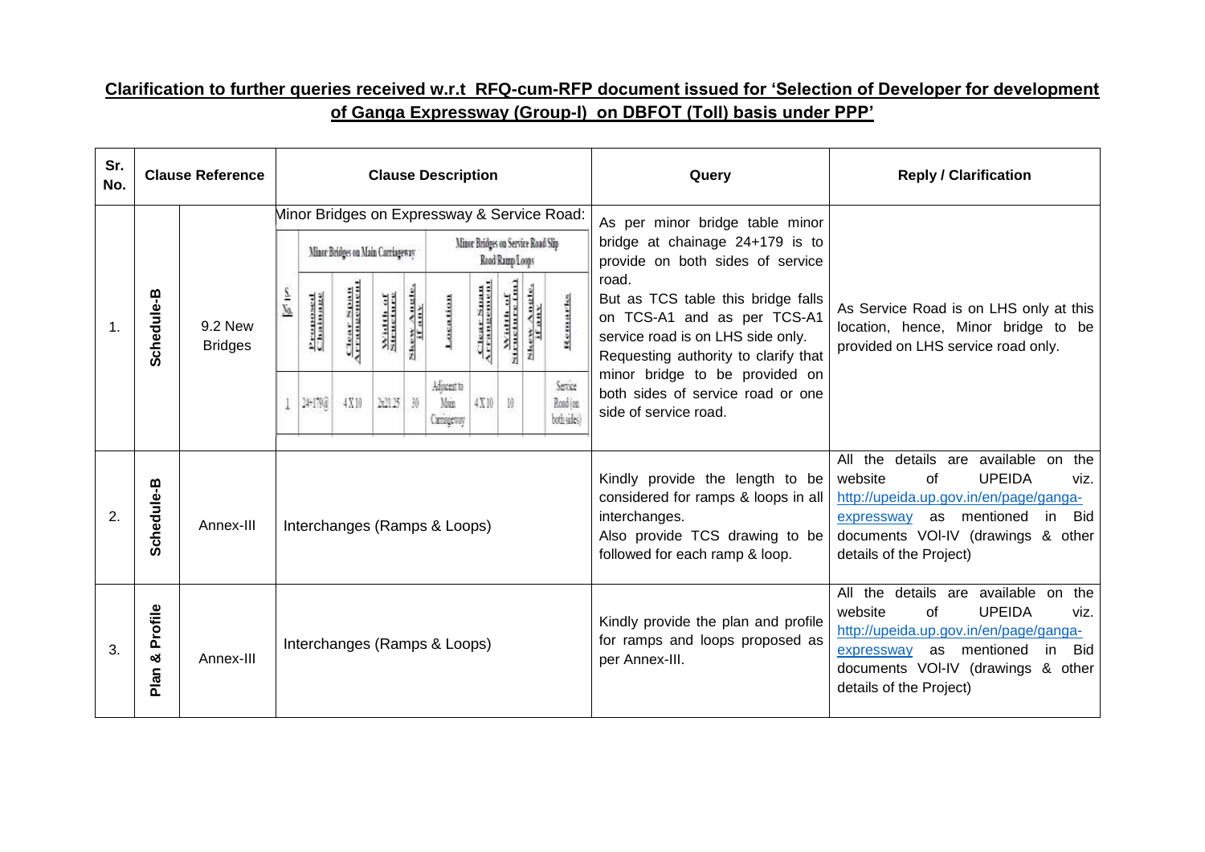**Clarification to further queries received w.r.t RFQ-cum-RFP document issued for 'Selection of Developer for development of Ganga Expressway (Group-I) on DBFOT (Toll) basis under PPP'**

| Sr. No. | Clause Reference | | Clause Description | Query | Reply / Clarification |
|---|---|---|---|---|---|
| 1. | Schedule-B | 9.2 New Bridges | Minor Bridges on Expressway & Service Road:<br><br>**Minor Bridges on Main Carriageway:** S. No. 1; Proposed Chainage: 24+179@; Clear Span Arrangement: 4X10; Width of Structure: 2x21.25; Skew Angle, if any: 30<br><br>**Minor Bridges on Service Road/Slip Road/Ramp/Loops:** Location: Adjacent to Main Carriageway; Clear Span Arrangement: 4X10; Width of Structure (m): 10; Skew Angle, if any: –; Remarks: Service Road (on both sides) | As per minor bridge table minor bridge at chainage 24+179 is to provide on both sides of service road.<br>But as TCS table this bridge falls on TCS-A1 and as per TCS-A1 service road is on LHS side only. Requesting authority to clarify that minor bridge to be provided on both sides of service road or one side of service road. | As Service Road is on LHS only at this location, hence, Minor bridge to be provided on LHS service road only. |
| 2. | Schedule-B | Annex-III | Interchanges (Ramps & Loops) | Kindly provide the length to be considered for ramps & loops in all interchanges.<br>Also provide TCS drawing to be followed for each ramp & loop. | All the details are available on the website of UPEIDA viz. http://upeida.up.gov.in/en/page/ganga-expressway as mentioned in Bid documents VOl-IV (drawings & other details of the Project) |
| 3. | Plan & Profile | Annex-III | Interchanges (Ramps & Loops) | Kindly provide the plan and profile for ramps and loops proposed as per Annex-III. | All the details are available on the website of UPEIDA viz. http://upeida.up.gov.in/en/page/ganga-expressway as mentioned in Bid documents VOl-IV (drawings & other details of the Project) |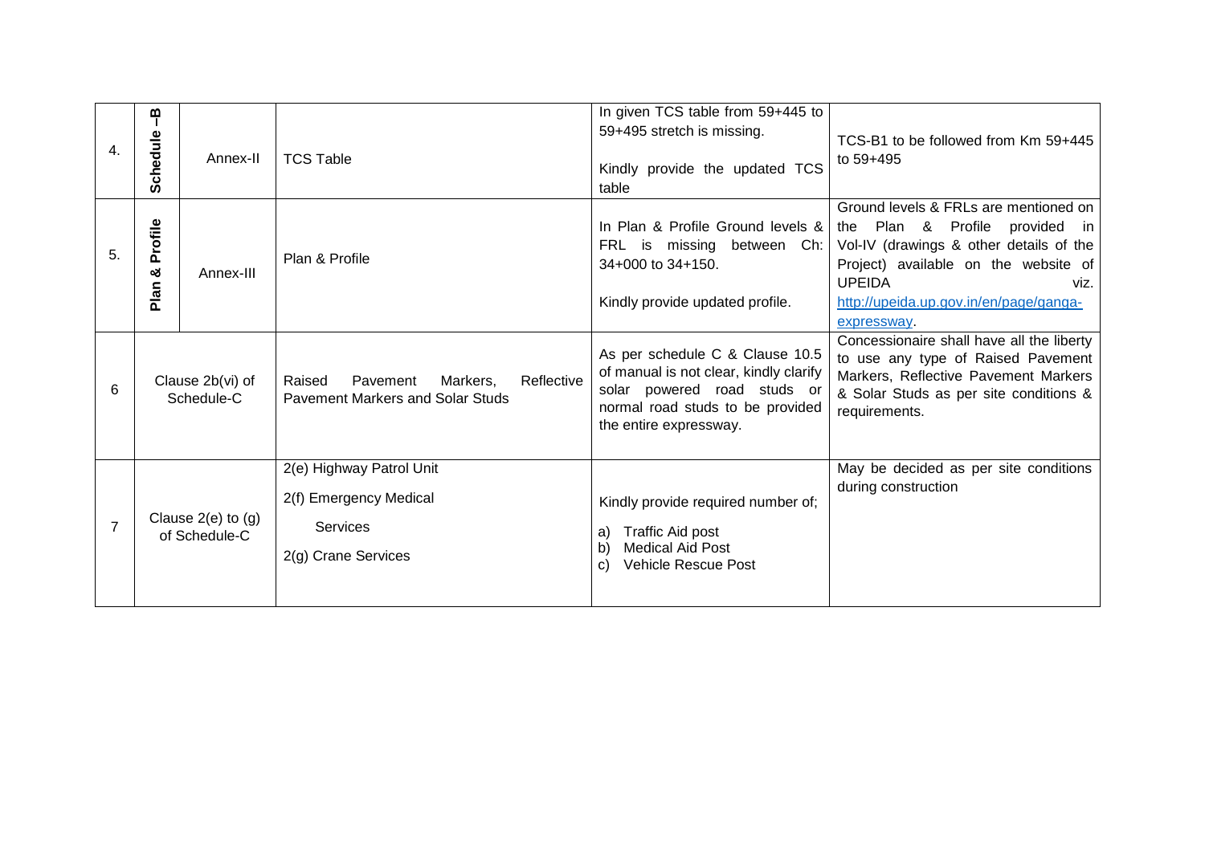| 4. | Schedule –B | Annex-II | TCS Table | In given TCS table from 59+445 to 59+495 stretch is missing.<br><br>Kindly provide the updated TCS table | TCS-B1 to be followed from Km 59+445 to 59+495 |
|---|---|---|---|---|---|
| 5. | Plan & Profile | Annex-III | Plan & Profile | In Plan & Profile Ground levels & FRL is missing between Ch: 34+000 to 34+150.<br><br>Kindly provide updated profile. | Ground levels & FRLs are mentioned on the Plan & Profile provided in Vol-IV (drawings & other details of the Project) available on the website of UPEIDA viz. [http://upeida.up.gov.in/en/page/ganga-expressway](http://upeida.up.gov.in/en/page/ganga-expressway). |
| 6 | Clause 2b(vi) of Schedule-C | | Raised Pavement Markers, Reflective Pavement Markers and Solar Studs | As per schedule C & Clause 10.5 of manual is not clear, kindly clarify solar powered road studs or normal road studs to be provided the entire expressway. | Concessionaire shall have all the liberty to use any type of Raised Pavement Markers, Reflective Pavement Markers & Solar Studs as per site conditions & requirements. |
| 7 | Clause 2(e) to (g) of Schedule-C | | 2(e) Highway Patrol Unit<br>2(f) Emergency Medical Services<br>2(g) Crane Services | Kindly provide required number of;<br>a) Traffic Aid post<br>b) Medical Aid Post<br>c) Vehicle Rescue Post | May be decided as per site conditions during construction |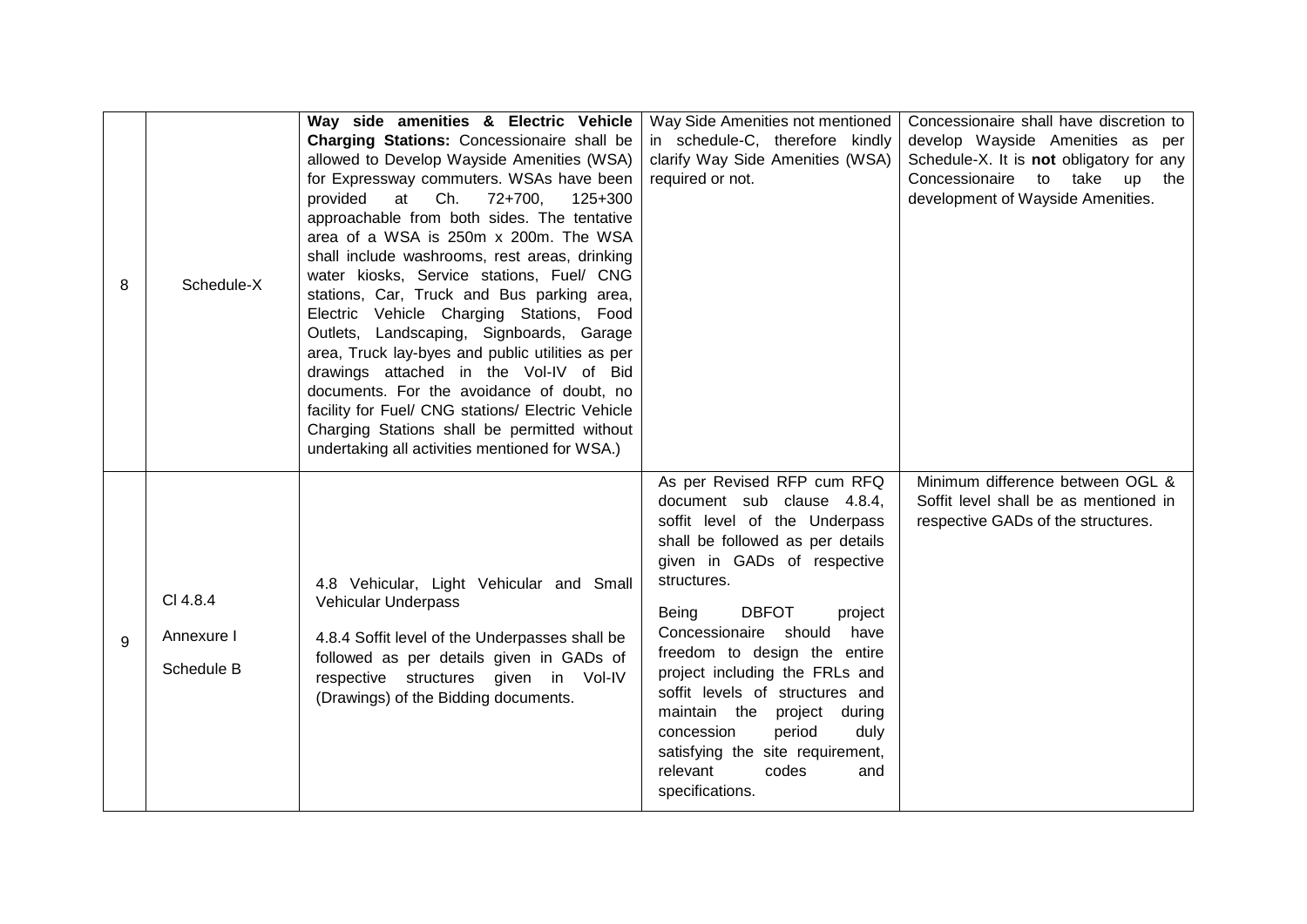| | | | | |
|---|---|---|---|---|
| 8 | Schedule-X | **Way side amenities & Electric Vehicle Charging Stations:** Concessionaire shall be allowed to Develop Wayside Amenities (WSA) for Expressway commuters. WSAs have been provided at Ch. 72+700, 125+300 approachable from both sides. The tentative area of a WSA is 250m x 200m. The WSA shall include washrooms, rest areas, drinking water kiosks, Service stations, Fuel/ CNG stations, Car, Truck and Bus parking area, Electric Vehicle Charging Stations, Food Outlets, Landscaping, Signboards, Garage area, Truck lay-byes and public utilities as per drawings attached in the Vol-IV of Bid documents. For the avoidance of doubt, no facility for Fuel/ CNG stations/ Electric Vehicle Charging Stations shall be permitted without undertaking all activities mentioned for WSA.) | Way Side Amenities not mentioned in schedule-C, therefore kindly clarify Way Side Amenities (WSA) required or not. | Concessionaire shall have discretion to develop Wayside Amenities as per Schedule-X. It is **not** obligatory for any Concessionaire to take up the development of Wayside Amenities. |
| 9 | Cl 4.8.4<br><br>Annexure I<br><br>Schedule B | 4.8 Vehicular, Light Vehicular and Small Vehicular Underpass<br><br>4.8.4 Soffit level of the Underpasses shall be followed as per details given in GADs of respective structures given in Vol-IV (Drawings) of the Bidding documents. | As per Revised RFP cum RFQ document sub clause 4.8.4, soffit level of the Underpass shall be followed as per details given in GADs of respective structures.<br><br>Being DBFOT project Concessionaire should have freedom to design the entire project including the FRLs and soffit levels of structures and maintain the project during concession period duly satisfying the site requirement, relevant codes and specifications. | Minimum difference between OGL & Soffit level shall be as mentioned in respective GADs of the structures. |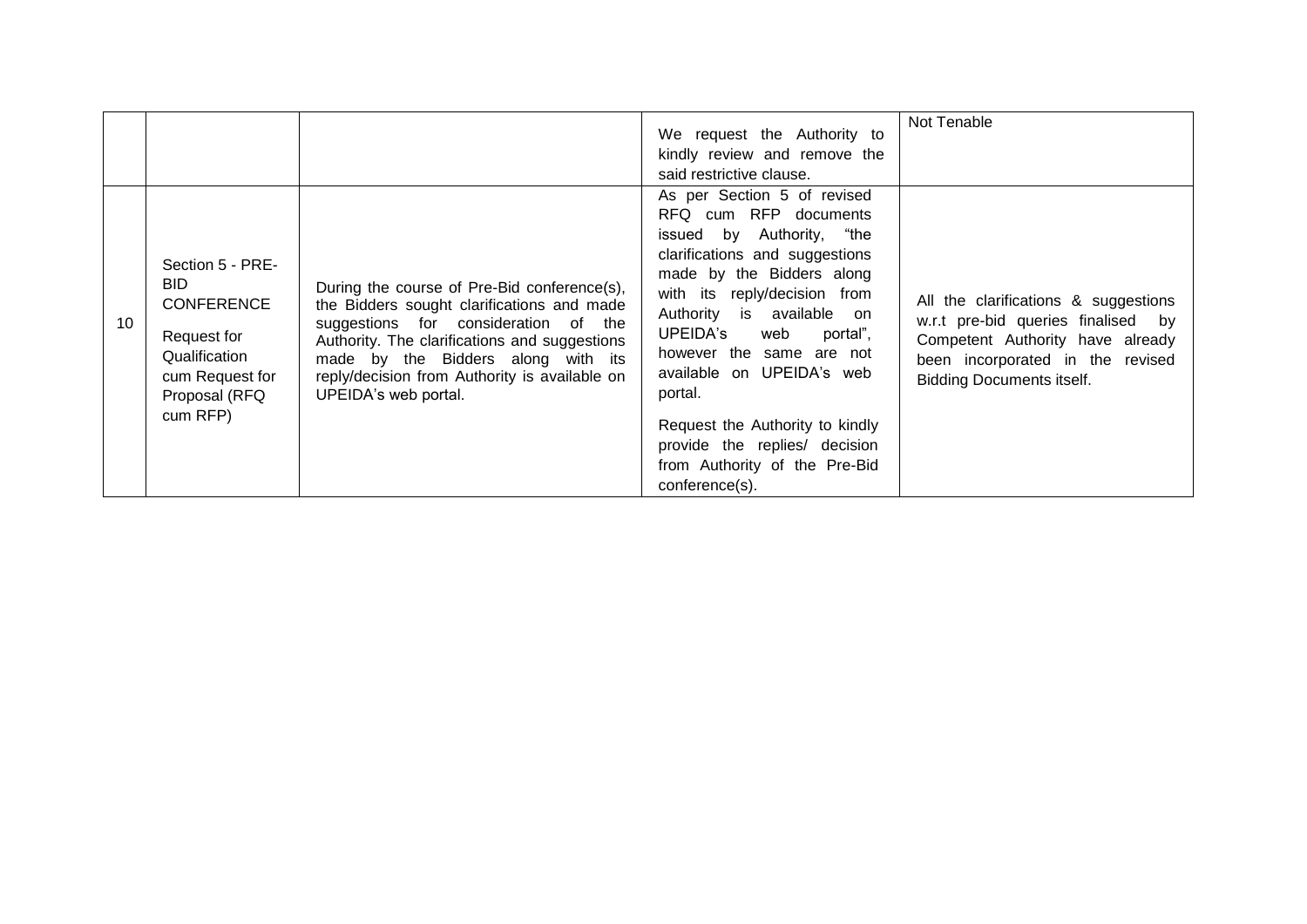|  |  |  |  |  |
|---|---|---|---|---|
|  |  |  | We request the Authority to kindly review and remove the said restrictive clause. | Not Tenable |
| 10 | Section 5 - PRE-BID CONFERENCE<br><br>Request for Qualification cum Request for Proposal (RFQ cum RFP) | During the course of Pre-Bid conference(s), the Bidders sought clarifications and made suggestions for consideration of the Authority. The clarifications and suggestions made by the Bidders along with its reply/decision from Authority is available on UPEIDA's web portal. | As per Section 5 of revised RFQ cum RFP documents issued by Authority, "the clarifications and suggestions made by the Bidders along with its reply/decision from Authority is available on UPEIDA's web portal", however the same are not available on UPEIDA's web portal.<br><br>Request the Authority to kindly provide the replies/ decision from Authority of the Pre-Bid conference(s). | All the clarifications & suggestions w.r.t pre-bid queries finalised by Competent Authority have already been incorporated in the revised Bidding Documents itself. |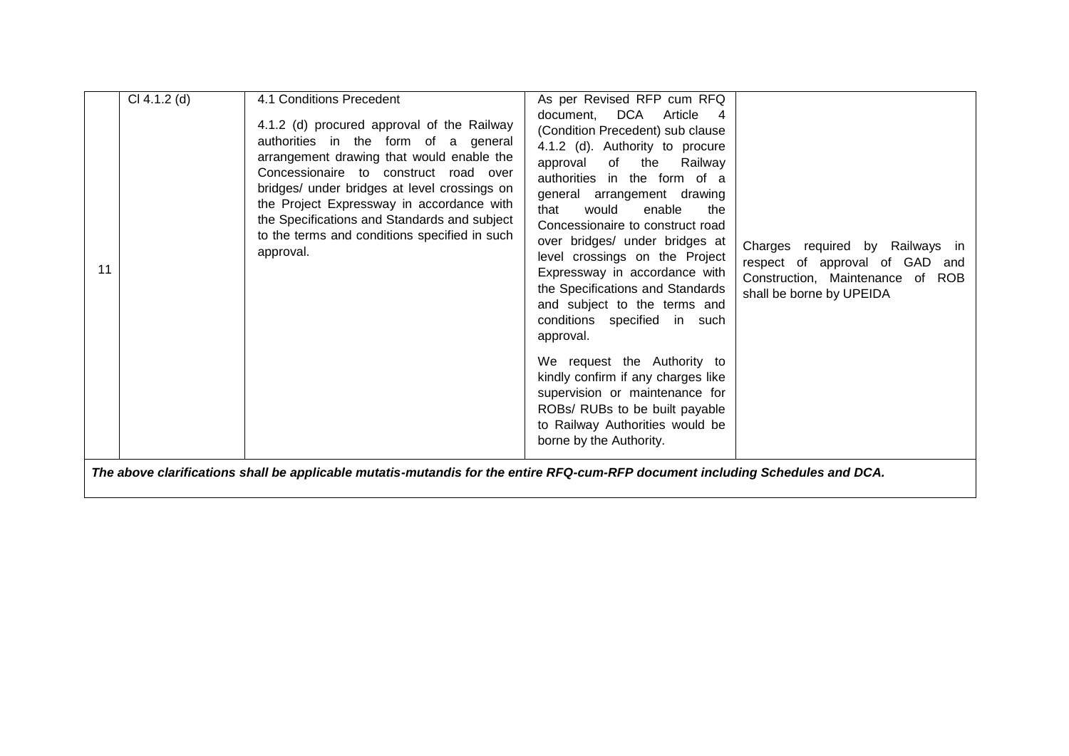| | | | | |
|---|---|---|---|---|
| 11 | Cl 4.1.2 (d) | 4.1 Conditions Precedent<br><br>4.1.2 (d) procured approval of the Railway authorities in the form of a general arrangement drawing that would enable the Concessionaire to construct road over bridges/ under bridges at level crossings on the Project Expressway in accordance with the Specifications and Standards and subject to the terms and conditions specified in such approval. | As per Revised RFP cum RFQ document, DCA Article 4 (Condition Precedent) sub clause 4.1.2 (d). Authority to procure approval of the Railway authorities in the form of a general arrangement drawing that would enable the Concessionaire to construct road over bridges/ under bridges at level crossings on the Project Expressway in accordance with the Specifications and Standards and subject to the terms and conditions specified in such approval.<br><br>We request the Authority to kindly confirm if any charges like supervision or maintenance for ROBs/ RUBs to be built payable to Railway Authorities would be borne by the Authority. | Charges required by Railways in respect of approval of GAD and Construction, Maintenance of ROB shall be borne by UPEIDA |

***The above clarifications shall be applicable mutatis-mutandis for the entire RFQ-cum-RFP document including Schedules and DCA.***